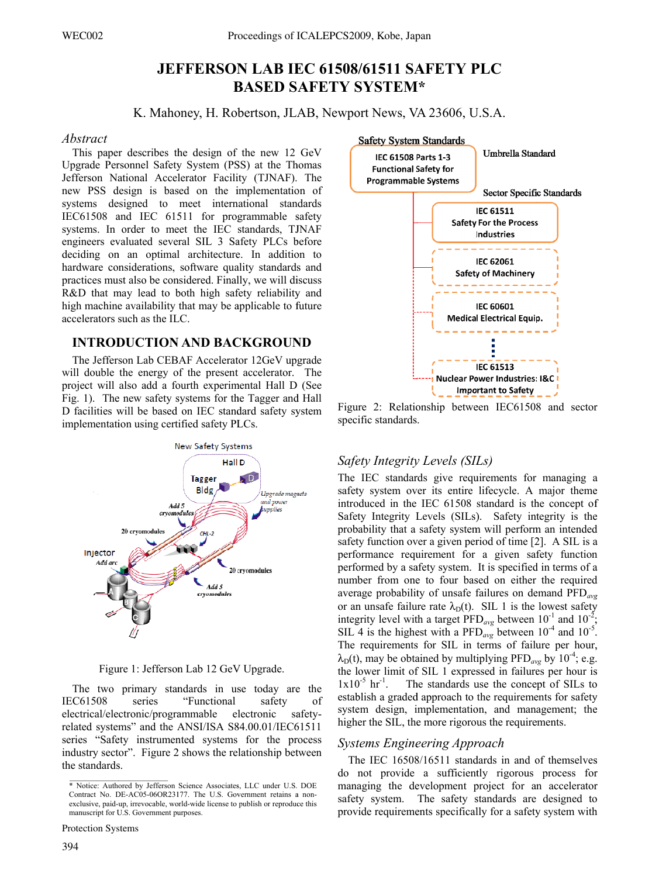# JEFFERSON LAB IEC 61508/61511 SAFETY PLC BASED SAFETY SYSTEM*

K. Mahoney, H. Robertson, JLAB, Newport News, VA 23606, U.S.A.

## *Abstract*

This paper describes the design of the new 12 GeV Upgrade Personnel Safety System (PSS) at the Thomas Jefferson National Accelerator Facility (TJNAF). The new PSS design is based on the implementation of systems designed to meet international standards IEC61508 and IEC 61511 for programmable safety systems. In order to meet the IEC standards, TJNAF engineers evaluated several SIL 3 Safety PLCs before deciding on an optimal architecture. In addition to hardware considerations, software quality standards and practices must also be considered. Finally, we will discuss R&D that may lead to both high safety reliability and high machine availability that may be applicable to future accelerators such as the ILC.

## INTRODUCTION AND BACKGROUND

The Jefferson Lab CEBAF Accelerator 12GeV upgrade will double the energy of the present accelerator. The project will also add a fourth experimental Hall D (See Fig. 1). The new safety systems for the Tagger and Hall D facilities will be based on IEC standard safety system implementation using certified safety PLCs.

Figure 1: Jefferson Lab 12 GeV Upgrade.

The two primary standards in use today are the IEC61508 series "Functional safety of electrical/electronic/programmable electronic safety-related systems" and the ANSI/ISA S84.00.01/IEC61511 series "Safety instrumented systems for the process industry sector". Figure 2 shows the relationship between the standards.

Figure 2: Relationship between IEC61508 and sector specific standards.

### *Safety Integrity Levels (SILs)*

The IEC standards give requirements for managing a safety system over its entire lifecycle. A major theme introduced in the IEC 61508 standard is the concept of Safety Integrity Levels (SILs). Safety integrity is the probability that a safety system will perform an intended safety function over a given period of time [2]. A SIL is a performance requirement for a given safety function performed by a safety system. It is specified in terms of a number from one to four based on either the required average probability of unsafe failures on demand $PFD_{avg}$ or an unsafe failure rate $\lambda_D(t)$. SIL 1 is the lowest safety integrity level with a target $PFD_{avg}$ between $10^{-1}$ and $10^{-2}$; SIL 4 is the highest with a $PFD_{avg}$ between $10^{-4}$ and $10^{-5}$. The requirements for SIL in terms of failure per hour, $\lambda_D(t)$, may be obtained by multiplying $PFD_{avg}$ by $10^{-4}$; e.g. the lower limit of SIL 1 expressed in failures per hour is $1\text{x}10^{-5}$ $\text{hr}^{-1}$. The standards use the concept of SILs to establish a graded approach to the requirements for safety system design, implementation, and management; the higher the SIL, the more rigorous the requirements.

### *Systems Engineering Approach*

The IEC 16508/16511 standards in and of themselves do not provide a sufficiently rigorous process for managing the development project for an accelerator safety system. The safety standards are designed to provide requirements specifically for a safety system with

* Notice: Authored by Jefferson Science Associates, LLC under U.S. DOE Contract No. DE-AC05-06OR23177. The U.S. Government retains a non-exclusive, paid-up, irrevocable, world-wide license to publish or reproduce this manuscript for U.S. Government purposes.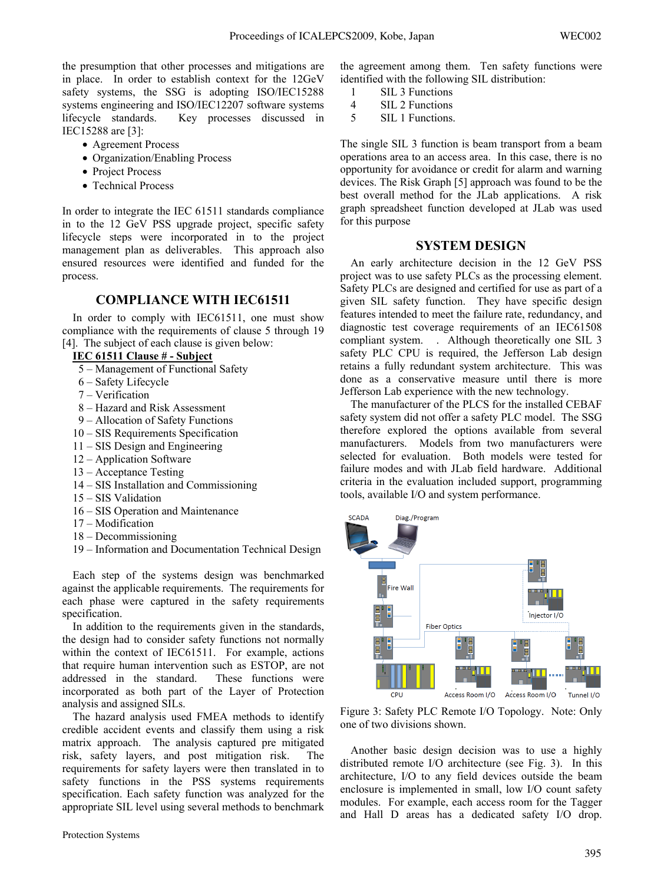the presumption that other processes and mitigations are in place. In order to establish context for the 12GeV safety systems, the SSG is adopting ISO/IEC15288 systems engineering and ISO/IEC12207 software systems lifecycle standards. Key processes discussed in IEC15288 are [3]:

- Agreement Process
- Organization/Enabling Process
- Project Process
- Technical Process

In order to integrate the IEC 61511 standards compliance in to the 12 GeV PSS upgrade project, specific safety lifecycle steps were incorporated in to the project management plan as deliverables. This approach also ensured resources were identified and funded for the process.

## COMPLIANCE WITH IEC61511

In order to comply with IEC61511, one must show compliance with the requirements of clause 5 through 19 [4]. The subject of each clause is given below:

**IEC 61511 Clause # - Subject**

5 – Management of Functional Safety
6 – Safety Lifecycle
7 – Verification
8 – Hazard and Risk Assessment
9 – Allocation of Safety Functions
10 – SIS Requirements Specification
11 – SIS Design and Engineering
12 – Application Software
13 – Acceptance Testing
14 – SIS Installation and Commissioning
15 – SIS Validation
16 – SIS Operation and Maintenance
17 – Modification
18 – Decommissioning
19 – Information and Documentation Technical Design

Each step of the systems design was benchmarked against the applicable requirements. The requirements for each phase were captured in the safety requirements specification.

In addition to the requirements given in the standards, the design had to consider safety functions not normally within the context of IEC61511. For example, actions that require human intervention such as ESTOP, are not addressed in the standard. These functions were incorporated as both part of the Layer of Protection analysis and assigned SILs.

The hazard analysis used FMEA methods to identify credible accident events and classify them using a risk matrix approach. The analysis captured pre mitigated risk, safety layers, and post mitigation risk. The requirements for safety layers were then translated in to safety functions in the PSS systems requirements specification. Each safety function was analyzed for the appropriate SIL level using several methods to benchmark the agreement among them. Ten safety functions were identified with the following SIL distribution:

1 SIL 3 Functions
4 SIL 2 Functions
5 SIL 1 Functions.

The single SIL 3 function is beam transport from a beam operations area to an access area. In this case, there is no opportunity for avoidance or credit for alarm and warning devices. The Risk Graph [5] approach was found to be the best overall method for the JLab applications. A risk graph spreadsheet function developed at JLab was used for this purpose

## SYSTEM DESIGN

An early architecture decision in the 12 GeV PSS project was to use safety PLCs as the processing element. Safety PLCs are designed and certified for use as part of a given SIL safety function. They have specific design features intended to meet the failure rate, redundancy, and diagnostic test coverage requirements of an IEC61508 compliant system. . Although theoretically one SIL 3 safety PLC CPU is required, the Jefferson Lab design retains a fully redundant system architecture. This was done as a conservative measure until there is more Jefferson Lab experience with the new technology.

The manufacturer of the PLCS for the installed CEBAF safety system did not offer a safety PLC model. The SSG therefore explored the options available from several manufacturers. Models from two manufacturers were selected for evaluation. Both models were tested for failure modes and with JLab field hardware. Additional criteria in the evaluation included support, programming tools, available I/O and system performance.

Figure 3: Safety PLC Remote I/O Topology. Note: Only one of two divisions shown.

Another basic design decision was to use a highly distributed remote I/O architecture (see Fig. 3). In this architecture, I/O to any field devices outside the beam enclosure is implemented in small, low I/O count safety modules. For example, each access room for the Tagger and Hall D areas has a dedicated safety I/O drop.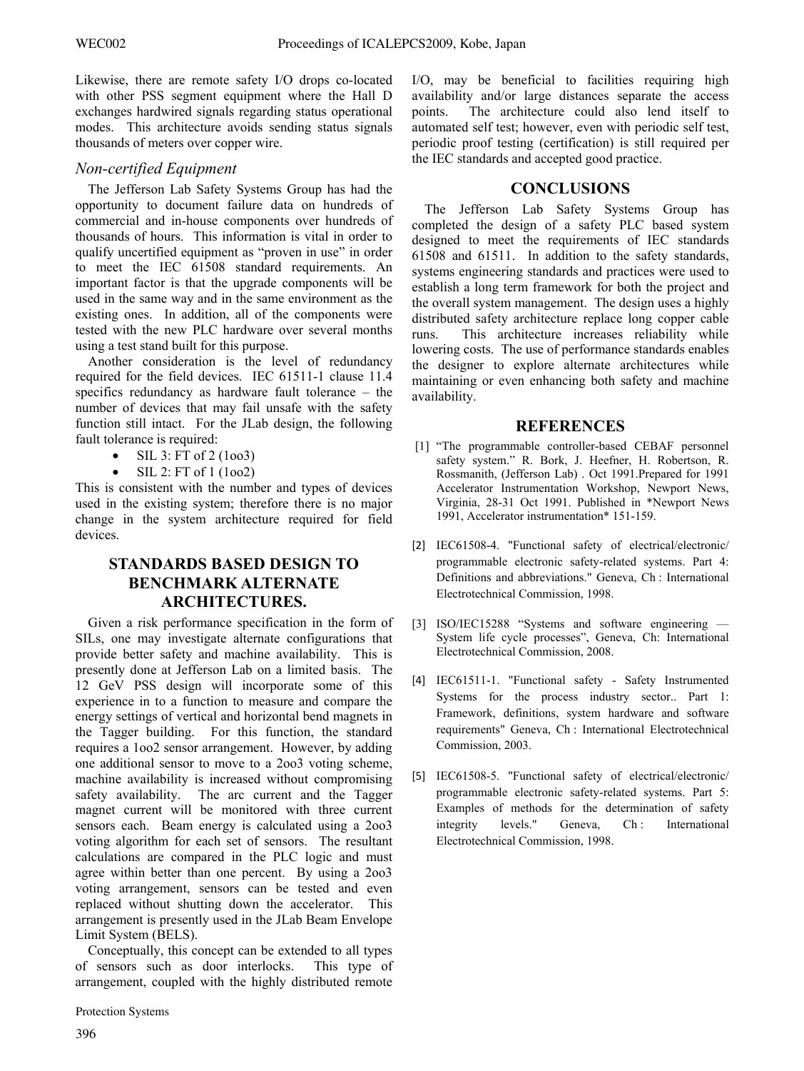Likewise, there are remote safety I/O drops co-located with other PSS segment equipment where the Hall D exchanges hardwired signals regarding status operational modes. This architecture avoids sending status signals thousands of meters over copper wire.

### *Non-certified Equipment*

The Jefferson Lab Safety Systems Group has had the opportunity to document failure data on hundreds of commercial and in-house components over hundreds of thousands of hours. This information is vital in order to qualify uncertified equipment as "proven in use" in order to meet the IEC 61508 standard requirements. An important factor is that the upgrade components will be used in the same way and in the same environment as the existing ones. In addition, all of the components were tested with the new PLC hardware over several months using a test stand built for this purpose.

Another consideration is the level of redundancy required for the field devices. IEC 61511-1 clause 11.4 specifics redundancy as hardware fault tolerance – the number of devices that may fail unsafe with the safety function still intact. For the JLab design, the following fault tolerance is required:

- SIL 3: FT of 2 (1oo3)
- SIL 2: FT of 1 (1oo2)

This is consistent with the number and types of devices used in the existing system; therefore there is no major change in the system architecture required for field devices.

## STANDARDS BASED DESIGN TO BENCHMARK ALTERNATE ARCHITECTURES.

Given a risk performance specification in the form of SILs, one may investigate alternate configurations that provide better safety and machine availability. This is presently done at Jefferson Lab on a limited basis. The 12 GeV PSS design will incorporate some of this experience in to a function to measure and compare the energy settings of vertical and horizontal bend magnets in the Tagger building. For this function, the standard requires a 1oo2 sensor arrangement. However, by adding one additional sensor to move to a 2oo3 voting scheme, machine availability is increased without compromising safety availability. The arc current and the Tagger magnet current will be monitored with three current sensors each. Beam energy is calculated using a 2oo3 voting algorithm for each set of sensors. The resultant calculations are compared in the PLC logic and must agree within better than one percent. By using a 2oo3 voting arrangement, sensors can be tested and even replaced without shutting down the accelerator. This arrangement is presently used in the JLab Beam Envelope Limit System (BELS).

Conceptually, this concept can be extended to all types of sensors such as door interlocks. This type of arrangement, coupled with the highly distributed remote I/O, may be beneficial to facilities requiring high availability and/or large distances separate the access points. The architecture could also lend itself to automated self test; however, even with periodic self test, periodic proof testing (certification) is still required per the IEC standards and accepted good practice.

## CONCLUSIONS

The Jefferson Lab Safety Systems Group has completed the design of a safety PLC based system designed to meet the requirements of IEC standards 61508 and 61511. In addition to the safety standards, systems engineering standards and practices were used to establish a long term framework for both the project and the overall system management. The design uses a highly distributed safety architecture replace long copper cable runs. This architecture increases reliability while lowering costs. The use of performance standards enables the designer to explore alternate architectures while maintaining or even enhancing both safety and machine availability.

## REFERENCES

[1] "The programmable controller-based CEBAF personnel safety system." R. Bork, J. Heefner, H. Robertson, R. Rossmanith, (Jefferson Lab) . Oct 1991.Prepared for 1991 Accelerator Instrumentation Workshop, Newport News, Virginia, 28-31 Oct 1991. Published in *Newport News 1991, Accelerator instrumentation* 151-159.

[2] IEC61508-4. "Functional safety of electrical/electronic/ programmable electronic safety-related systems. Part 4: Definitions and abbreviations." Geneva, Ch : International Electrotechnical Commission, 1998.

[3] ISO/IEC15288 "Systems and software engineering — System life cycle processes", Geneva, Ch: International Electrotechnical Commission, 2008.

[4] IEC61511-1. "Functional safety - Safety Instrumented Systems for the process industry sector.. Part 1: Framework, definitions, system hardware and software requirements" Geneva, Ch : International Electrotechnical Commission, 2003.

[5] IEC61508-5. "Functional safety of electrical/electronic/ programmable electronic safety-related systems. Part 5: Examples of methods for the determination of safety integrity levels." Geneva, Ch : International Electrotechnical Commission, 1998.